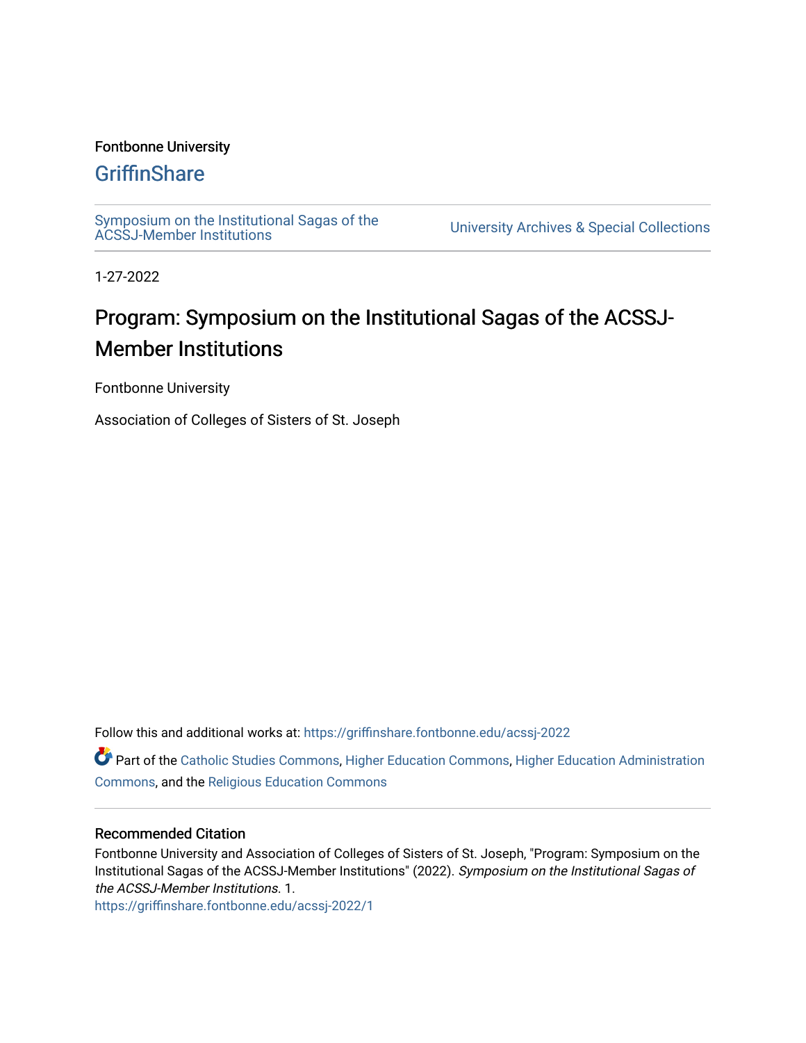Fontbonne University

GriffinShare

Symposium on the Institutional Sagas of the ACSSJ-Member Institutions | University Archives & Special Collections

1-27-2022

# Program: Symposium on the Institutional Sagas of the ACSSJ-Member Institutions

Fontbonne University

Association of Colleges of Sisters of St. Joseph

Follow this and additional works at: https://griffinshare.fontbonne.edu/acssj-2022

Part of the Catholic Studies Commons, Higher Education Commons, Higher Education Administration Commons, and the Religious Education Commons

## Recommended Citation

Fontbonne University and Association of Colleges of Sisters of St. Joseph, "Program: Symposium on the Institutional Sagas of the ACSSJ-Member Institutions" (2022). *Symposium on the Institutional Sagas of the ACSSJ-Member Institutions*. 1.
https://griffinshare.fontbonne.edu/acssj-2022/1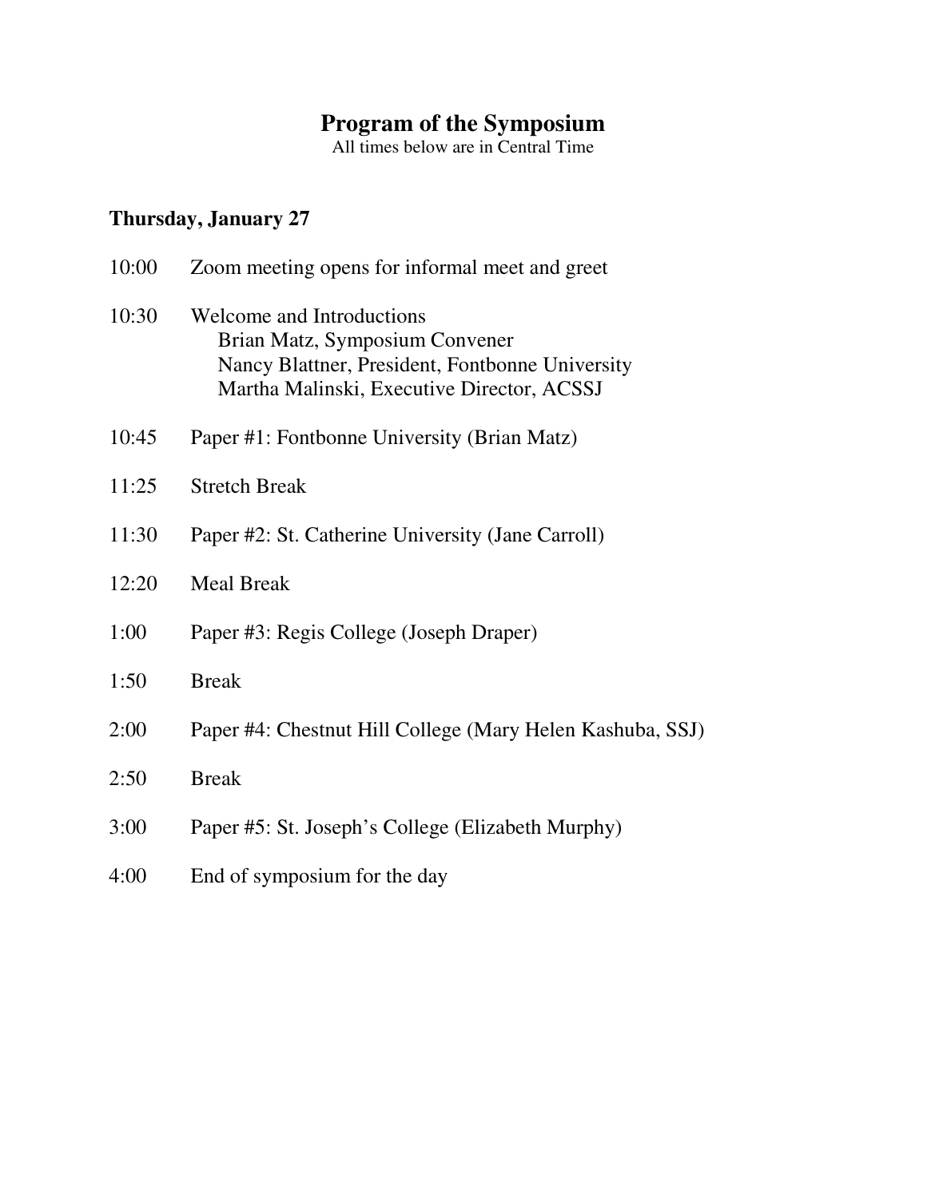# Program of the Symposium

All times below are in Central Time

## Thursday, January 27

10:00 Zoom meeting opens for informal meet and greet

10:30 Welcome and Introductions
  Brian Matz, Symposium Convener
  Nancy Blattner, President, Fontbonne University
  Martha Malinski, Executive Director, ACSSJ

10:45 Paper #1: Fontbonne University (Brian Matz)

11:25 Stretch Break

11:30 Paper #2: St. Catherine University (Jane Carroll)

12:20 Meal Break

1:00 Paper #3: Regis College (Joseph Draper)

1:50 Break

2:00 Paper #4: Chestnut Hill College (Mary Helen Kashuba, SSJ)

2:50 Break

3:00 Paper #5: St. Joseph's College (Elizabeth Murphy)

4:00 End of symposium for the day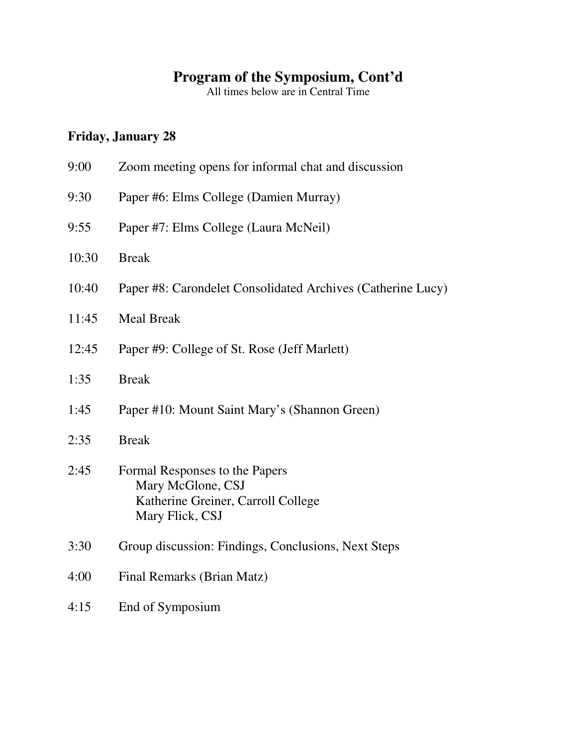# Program of the Symposium, Cont'd

All times below are in Central Time

## Friday, January 28

| | |
|---|---|
| 9:00 | Zoom meeting opens for informal chat and discussion |
| 9:30 | Paper #6: Elms College (Damien Murray) |
| 9:55 | Paper #7: Elms College (Laura McNeil) |
| 10:30 | Break |
| 10:40 | Paper #8: Carondelet Consolidated Archives (Catherine Lucy) |
| 11:45 | Meal Break |
| 12:45 | Paper #9: College of St. Rose (Jeff Marlett) |
| 1:35 | Break |
| 1:45 | Paper #10: Mount Saint Mary's (Shannon Green) |
| 2:35 | Break |
| 2:45 | Formal Responses to the Papers<br>Mary McGlone, CSJ<br>Katherine Greiner, Carroll College<br>Mary Flick, CSJ |
| 3:30 | Group discussion: Findings, Conclusions, Next Steps |
| 4:00 | Final Remarks (Brian Matz) |
| 4:15 | End of Symposium |